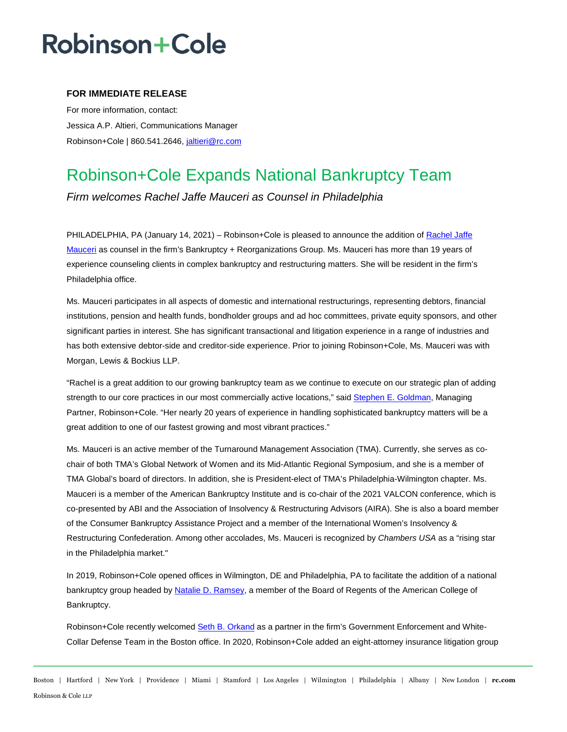# Robinson+Cole

**FOR IMMEDIATE RELEASE**

For more information, contact:
Jessica A.P. Altieri, Communications Manager
Robinson+Cole | 860.541.2646, jaltieri@rc.com

## Robinson+Cole Expands National Bankruptcy Team

*Firm welcomes Rachel Jaffe Mauceri as Counsel in Philadelphia*

PHILADELPHIA, PA (January 14, 2021) – Robinson+Cole is pleased to announce the addition of Rachel Jaffe Mauceri as counsel in the firm's Bankruptcy + Reorganizations Group. Ms. Mauceri has more than 19 years of experience counseling clients in complex bankruptcy and restructuring matters. She will be resident in the firm's Philadelphia office.

Ms. Mauceri participates in all aspects of domestic and international restructurings, representing debtors, financial institutions, pension and health funds, bondholder groups and ad hoc committees, private equity sponsors, and other significant parties in interest. She has significant transactional and litigation experience in a range of industries and has both extensive debtor-side and creditor-side experience. Prior to joining Robinson+Cole, Ms. Mauceri was with Morgan, Lewis & Bockius LLP.

"Rachel is a great addition to our growing bankruptcy team as we continue to execute on our strategic plan of adding strength to our core practices in our most commercially active locations," said Stephen E. Goldman, Managing Partner, Robinson+Cole. "Her nearly 20 years of experience in handling sophisticated bankruptcy matters will be a great addition to one of our fastest growing and most vibrant practices."

Ms. Mauceri is an active member of the Turnaround Management Association (TMA). Currently, she serves as co-chair of both TMA's Global Network of Women and its Mid-Atlantic Regional Symposium, and she is a member of TMA Global's board of directors. In addition, she is President-elect of TMA's Philadelphia-Wilmington chapter. Ms. Mauceri is a member of the American Bankruptcy Institute and is co-chair of the 2021 VALCON conference, which is co-presented by ABI and the Association of Insolvency & Restructuring Advisors (AIRA). She is also a board member of the Consumer Bankruptcy Assistance Project and a member of the International Women's Insolvency & Restructuring Confederation. Among other accolades, Ms. Mauceri is recognized by *Chambers USA* as a "rising star in the Philadelphia market."

In 2019, Robinson+Cole opened offices in Wilmington, DE and Philadelphia, PA to facilitate the addition of a national bankruptcy group headed by Natalie D. Ramsey, a member of the Board of Regents of the American College of Bankruptcy.

Robinson+Cole recently welcomed Seth B. Orkand as a partner in the firm's Government Enforcement and White-Collar Defense Team in the Boston office. In 2020, Robinson+Cole added an eight-attorney insurance litigation group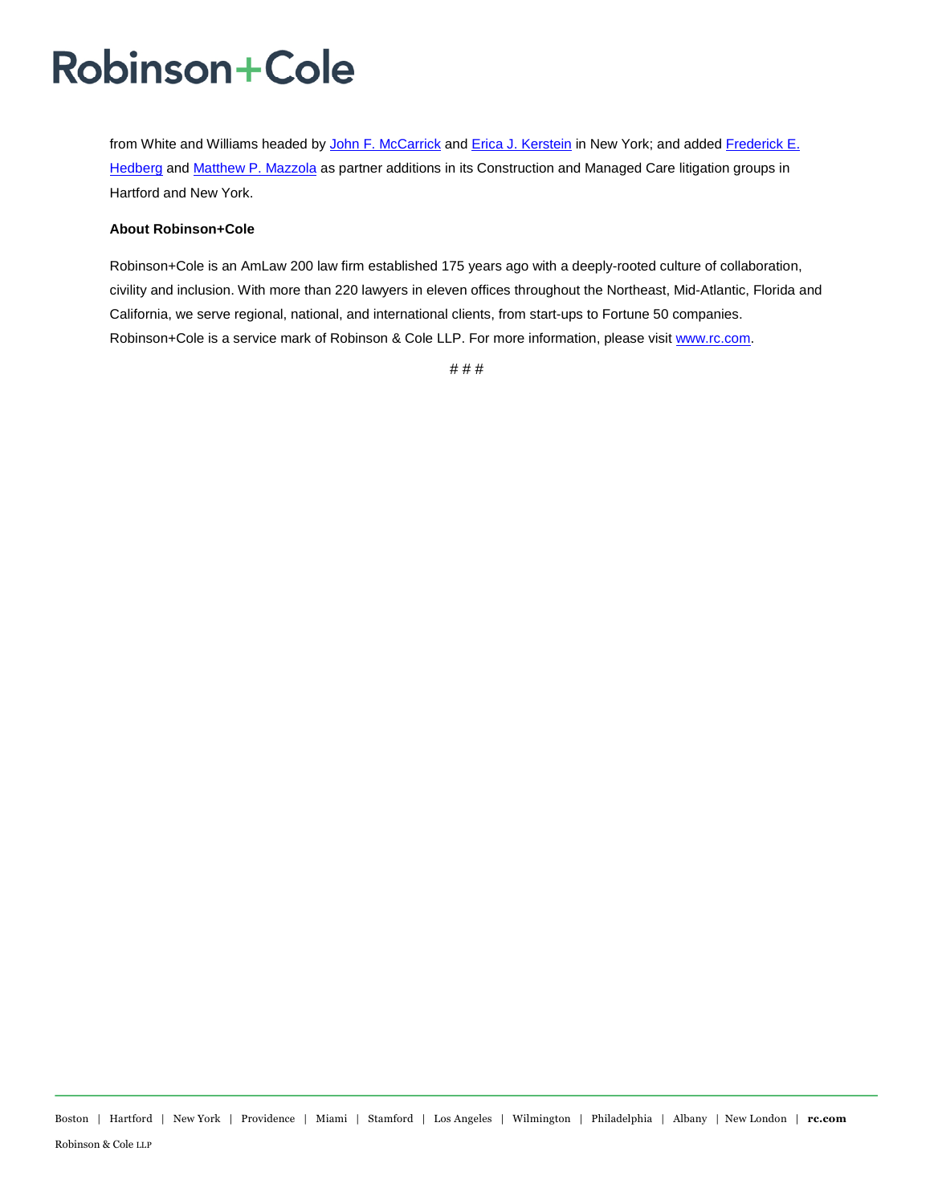from White and Williams headed by John F. McCarrick and Erica J. Kerstein in New York; and added Frederick E. Hedberg and Matthew P. Mazzola as partner additions in its Construction and Managed Care litigation groups in Hartford and New York.

**About Robinson+Cole**

Robinson+Cole is an AmLaw 200 law firm established 175 years ago with a deeply-rooted culture of collaboration, civility and inclusion. With more than 220 lawyers in eleven offices throughout the Northeast, Mid-Atlantic, Florida and California, we serve regional, national, and international clients, from start-ups to Fortune 50 companies. Robinson+Cole is a service mark of Robinson & Cole LLP. For more information, please visit www.rc.com.

# # #